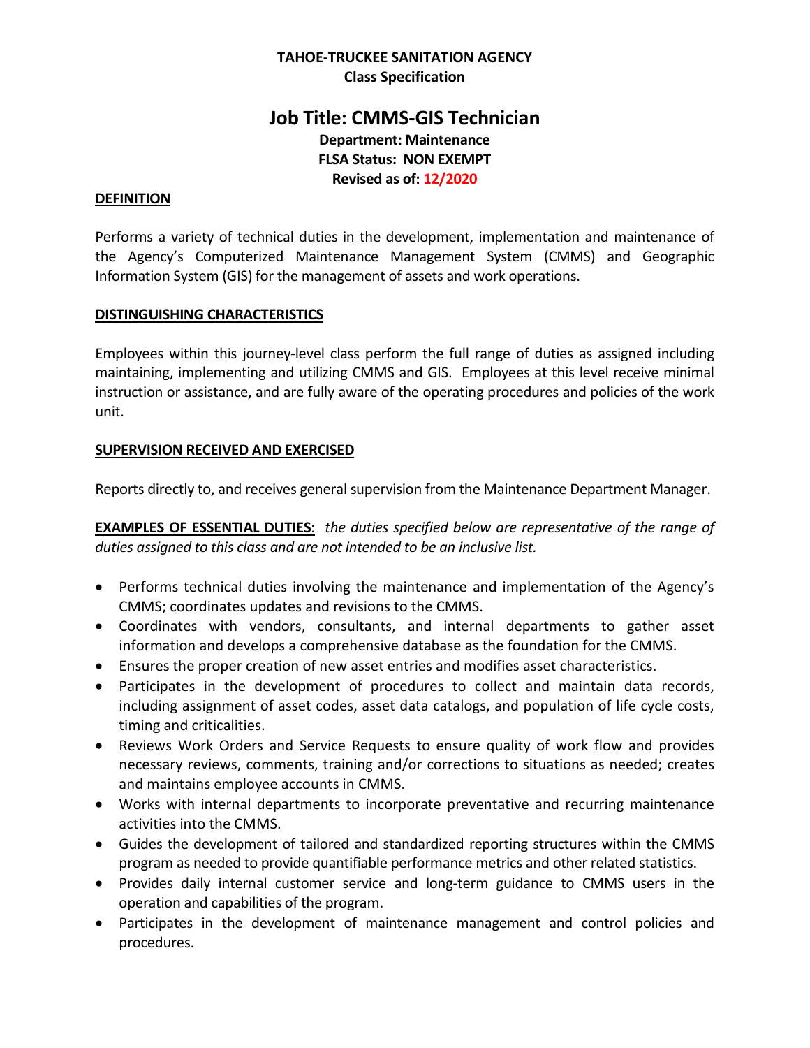**TAHOE-TRUCKEE SANITATION AGENCY**
**Class Specification**

# Job Title: CMMS-GIS Technician

**Department: Maintenance**
**FLSA Status: NON EXEMPT**
**Revised as of: 12/2020**

## DEFINITION

Performs a variety of technical duties in the development, implementation and maintenance of the Agency's Computerized Maintenance Management System (CMMS) and Geographic Information System (GIS) for the management of assets and work operations.

## DISTINGUISHING CHARACTERISTICS

Employees within this journey-level class perform the full range of duties as assigned including maintaining, implementing and utilizing CMMS and GIS. Employees at this level receive minimal instruction or assistance, and are fully aware of the operating procedures and policies of the work unit.

## SUPERVISION RECEIVED AND EXERCISED

Reports directly to, and receives general supervision from the Maintenance Department Manager.

**EXAMPLES OF ESSENTIAL DUTIES**: *the duties specified below are representative of the range of duties assigned to this class and are not intended to be an inclusive list.*

- Performs technical duties involving the maintenance and implementation of the Agency's CMMS; coordinates updates and revisions to the CMMS.
- Coordinates with vendors, consultants, and internal departments to gather asset information and develops a comprehensive database as the foundation for the CMMS.
- Ensures the proper creation of new asset entries and modifies asset characteristics.
- Participates in the development of procedures to collect and maintain data records, including assignment of asset codes, asset data catalogs, and population of life cycle costs, timing and criticalities.
- Reviews Work Orders and Service Requests to ensure quality of work flow and provides necessary reviews, comments, training and/or corrections to situations as needed; creates and maintains employee accounts in CMMS.
- Works with internal departments to incorporate preventative and recurring maintenance activities into the CMMS.
- Guides the development of tailored and standardized reporting structures within the CMMS program as needed to provide quantifiable performance metrics and other related statistics.
- Provides daily internal customer service and long-term guidance to CMMS users in the operation and capabilities of the program.
- Participates in the development of maintenance management and control policies and procedures.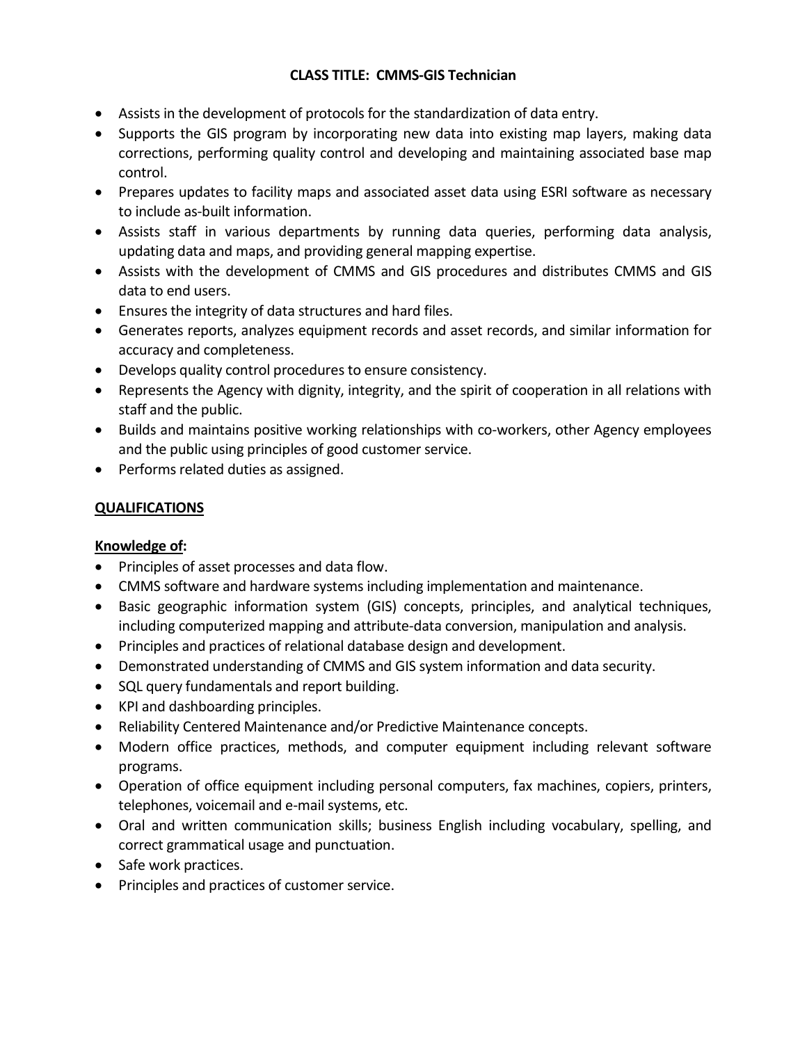**CLASS TITLE: CMMS-GIS Technician**

- Assists in the development of protocols for the standardization of data entry.
- Supports the GIS program by incorporating new data into existing map layers, making data corrections, performing quality control and developing and maintaining associated base map control.
- Prepares updates to facility maps and associated asset data using ESRI software as necessary to include as-built information.
- Assists staff in various departments by running data queries, performing data analysis, updating data and maps, and providing general mapping expertise.
- Assists with the development of CMMS and GIS procedures and distributes CMMS and GIS data to end users.
- Ensures the integrity of data structures and hard files.
- Generates reports, analyzes equipment records and asset records, and similar information for accuracy and completeness.
- Develops quality control procedures to ensure consistency.
- Represents the Agency with dignity, integrity, and the spirit of cooperation in all relations with staff and the public.
- Builds and maintains positive working relationships with co-workers, other Agency employees and the public using principles of good customer service.
- Performs related duties as assigned.

## QUALIFICATIONS

### Knowledge of:

- Principles of asset processes and data flow.
- CMMS software and hardware systems including implementation and maintenance.
- Basic geographic information system (GIS) concepts, principles, and analytical techniques, including computerized mapping and attribute-data conversion, manipulation and analysis.
- Principles and practices of relational database design and development.
- Demonstrated understanding of CMMS and GIS system information and data security.
- SQL query fundamentals and report building.
- KPI and dashboarding principles.
- Reliability Centered Maintenance and/or Predictive Maintenance concepts.
- Modern office practices, methods, and computer equipment including relevant software programs.
- Operation of office equipment including personal computers, fax machines, copiers, printers, telephones, voicemail and e-mail systems, etc.
- Oral and written communication skills; business English including vocabulary, spelling, and correct grammatical usage and punctuation.
- Safe work practices.
- Principles and practices of customer service.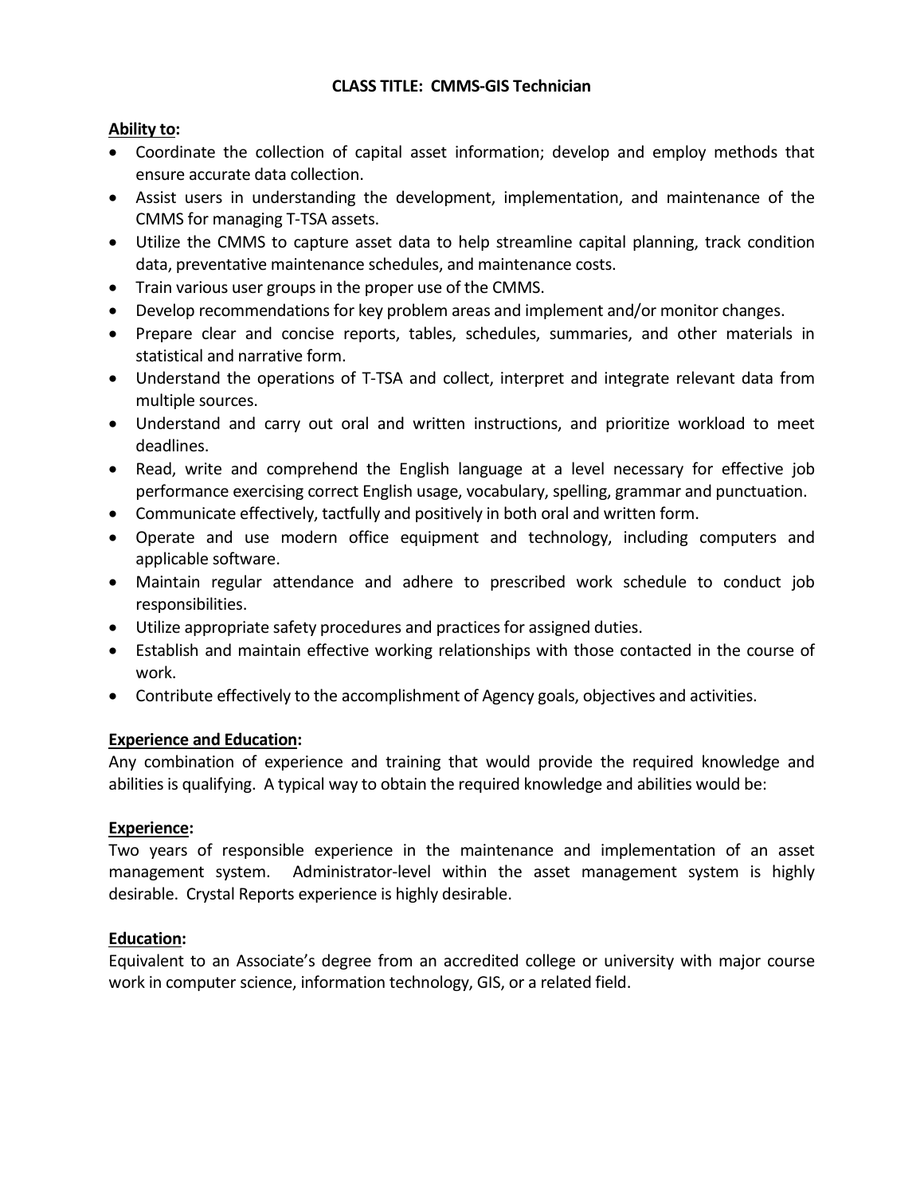**CLASS TITLE: CMMS-GIS Technician**

**Ability to:**

- Coordinate the collection of capital asset information; develop and employ methods that ensure accurate data collection.
- Assist users in understanding the development, implementation, and maintenance of the CMMS for managing T-TSA assets.
- Utilize the CMMS to capture asset data to help streamline capital planning, track condition data, preventative maintenance schedules, and maintenance costs.
- Train various user groups in the proper use of the CMMS.
- Develop recommendations for key problem areas and implement and/or monitor changes.
- Prepare clear and concise reports, tables, schedules, summaries, and other materials in statistical and narrative form.
- Understand the operations of T-TSA and collect, interpret and integrate relevant data from multiple sources.
- Understand and carry out oral and written instructions, and prioritize workload to meet deadlines.
- Read, write and comprehend the English language at a level necessary for effective job performance exercising correct English usage, vocabulary, spelling, grammar and punctuation.
- Communicate effectively, tactfully and positively in both oral and written form.
- Operate and use modern office equipment and technology, including computers and applicable software.
- Maintain regular attendance and adhere to prescribed work schedule to conduct job responsibilities.
- Utilize appropriate safety procedures and practices for assigned duties.
- Establish and maintain effective working relationships with those contacted in the course of work.
- Contribute effectively to the accomplishment of Agency goals, objectives and activities.

**Experience and Education:**

Any combination of experience and training that would provide the required knowledge and abilities is qualifying. A typical way to obtain the required knowledge and abilities would be:

**Experience:**

Two years of responsible experience in the maintenance and implementation of an asset management system. Administrator-level within the asset management system is highly desirable. Crystal Reports experience is highly desirable.

**Education:**

Equivalent to an Associate's degree from an accredited college or university with major course work in computer science, information technology, GIS, or a related field.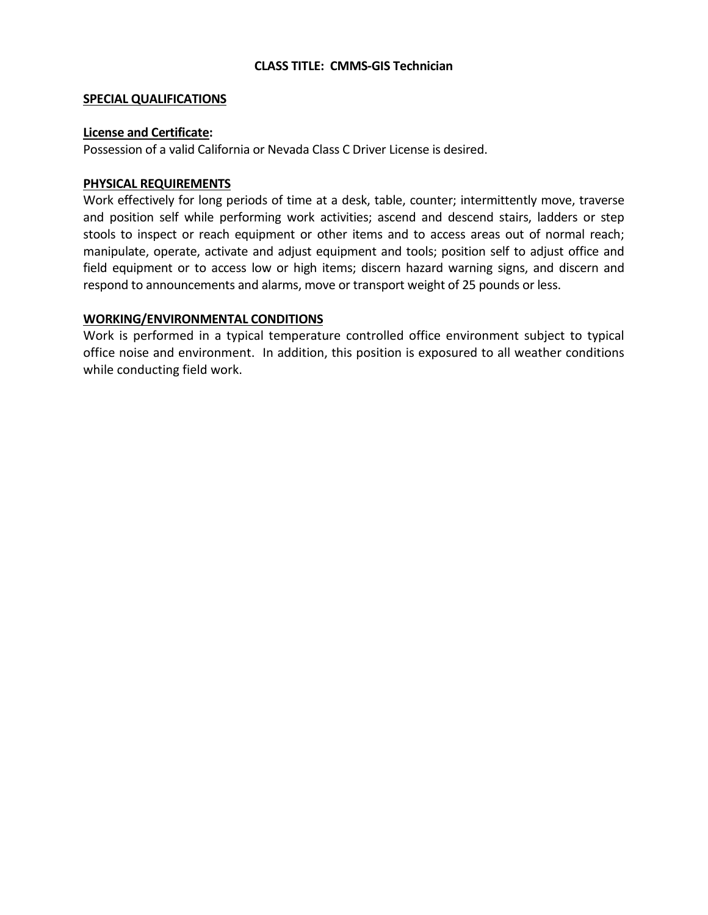**CLASS TITLE: CMMS-GIS Technician**

## SPECIAL QUALIFICATIONS

### License and Certificate:

Possession of a valid California or Nevada Class C Driver License is desired.

## PHYSICAL REQUIREMENTS

Work effectively for long periods of time at a desk, table, counter; intermittently move, traverse and position self while performing work activities; ascend and descend stairs, ladders or step stools to inspect or reach equipment or other items and to access areas out of normal reach; manipulate, operate, activate and adjust equipment and tools; position self to adjust office and field equipment or to access low or high items; discern hazard warning signs, and discern and respond to announcements and alarms, move or transport weight of 25 pounds or less.

## WORKING/ENVIRONMENTAL CONDITIONS

Work is performed in a typical temperature controlled office environment subject to typical office noise and environment. In addition, this position is exposured to all weather conditions while conducting field work.